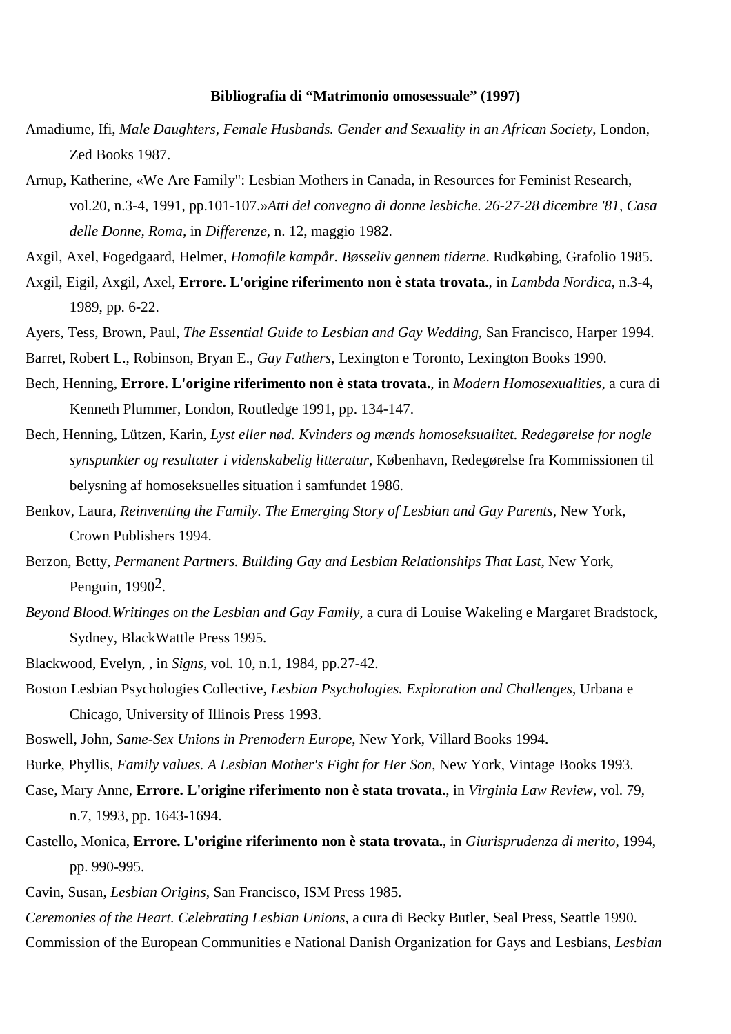**Bibliografia di “Matrimonio omosessuale” (1997)**

Amadiume, Ifi, *Male Daughters, Female Husbands. Gender and Sexuality in an African Society*, London, Zed Books 1987.

Arnup, Katherine, «We Are Family": Lesbian Mothers in Canada, in Resources for Feminist Research, vol.20, n.3-4, 1991, pp.101-107.»*Atti del convegno di donne lesbiche. 26-27-28 dicembre '81, Casa delle Donne, Roma*, in *Differenze*, n. 12, maggio 1982.

Axgil, Axel, Fogedgaard, Helmer, *Homofile kampår. Bøsseliv gennem tiderne*. Rudkøbing, Grafolio 1985.

Axgil, Eigil, Axgil, Axel, **Errore. L'origine riferimento non è stata trovata.**, in *Lambda Nordica*, n.3-4, 1989, pp. 6-22.

Ayers, Tess, Brown, Paul, *The Essential Guide to Lesbian and Gay Wedding*, San Francisco, Harper 1994.

Barret, Robert L., Robinson, Bryan E., *Gay Fathers*, Lexington e Toronto, Lexington Books 1990.

Bech, Henning, **Errore. L'origine riferimento non è stata trovata.**, in *Modern Homosexualities*, a cura di Kenneth Plummer, London, Routledge 1991, pp. 134-147.

Bech, Henning, Lützen, Karin, *Lyst eller nød. Kvinders og mænds homoseksualitet. Redegørelse for nogle synspunkter og resultater i videnskabelig litteratur*, København, Redegørelse fra Kommissionen til belysning af homoseksuelles situation i samfundet 1986.

Benkov, Laura, *Reinventing the Family. The Emerging Story of Lesbian and Gay Parents*, New York, Crown Publishers 1994.

Berzon, Betty, *Permanent Partners. Building Gay and Lesbian Relationships That Last*, New York, Penguin, 1990[2].

*Beyond Blood.Writinges on the Lesbian and Gay Family*, a cura di Louise Wakeling e Margaret Bradstock, Sydney, BlackWattle Press 1995.

Blackwood, Evelyn, , in *Signs*, vol. 10, n.1, 1984, pp.27-42.

Boston Lesbian Psychologies Collective, *Lesbian Psychologies. Exploration and Challenges*, Urbana e Chicago, University of Illinois Press 1993.

Boswell, John, *Same-Sex Unions in Premodern Europe*, New York, Villard Books 1994.

Burke, Phyllis, *Family values. A Lesbian Mother's Fight for Her Son*, New York, Vintage Books 1993.

Case, Mary Anne, **Errore. L'origine riferimento non è stata trovata.**, in *Virginia Law Review*, vol. 79, n.7, 1993, pp. 1643-1694.

Castello, Monica, **Errore. L'origine riferimento non è stata trovata.**, in *Giurisprudenza di merito*, 1994, pp. 990-995.

Cavin, Susan, *Lesbian Origins*, San Francisco, ISM Press 1985.

*Ceremonies of the Heart. Celebrating Lesbian Unions*, a cura di Becky Butler, Seal Press, Seattle 1990.

Commission of the European Communities e National Danish Organization for Gays and Lesbians, *Lesbian*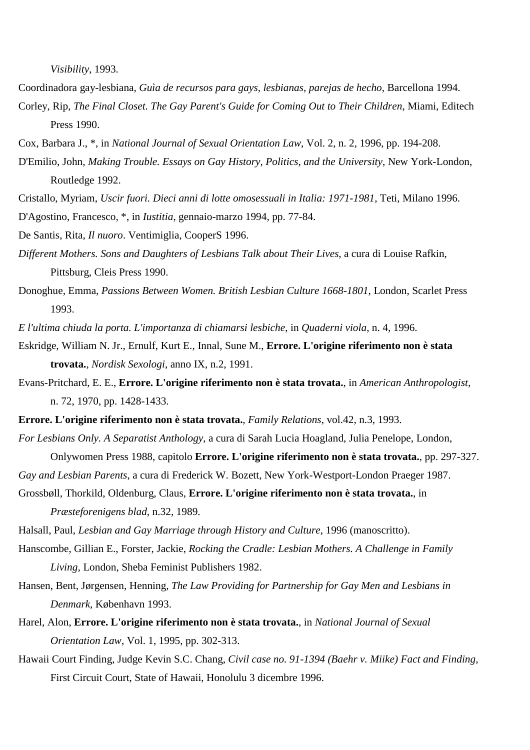*Visibility*, 1993.

Coordinadora gay-lesbiana, *Guìa de recursos para gays, lesbianas, parejas de hecho*, Barcellona 1994.

Corley, Rip, *The Final Closet. The Gay Parent's Guide for Coming Out to Their Children*, Miami, Editech Press 1990.

Cox, Barbara J., *, in *National Journal of Sexual Orientation Law*, Vol. 2, n. 2, 1996, pp. 194-208.

D'Emilio, John, *Making Trouble. Essays on Gay History, Politics, and the University*, New York-London, Routledge 1992.

Cristallo, Myriam, *Uscir fuori. Dieci anni di lotte omosessuali in Italia: 1971-1981*, Teti, Milano 1996.

D'Agostino, Francesco, *, in *Iustitia*, gennaio-marzo 1994, pp. 77-84.

De Santis, Rita, *Il nuoro*. Ventimiglia, CooperS 1996.

*Different Mothers. Sons and Daughters of Lesbians Talk about Their Lives*, a cura di Louise Rafkin, Pittsburg, Cleis Press 1990.

Donoghue, Emma, *Passions Between Women. British Lesbian Culture 1668-1801*, London, Scarlet Press 1993.

*E l'ultima chiuda la porta. L'importanza di chiamarsi lesbiche*, in *Quaderni viola*, n. 4, 1996.

Eskridge, William N. Jr., Ernulf, Kurt E., Innal, Sune M., **Errore. L'origine riferimento non è stata trovata.**, *Nordisk Sexologi*, anno IX, n.2, 1991.

Evans-Pritchard, E. E., **Errore. L'origine riferimento non è stata trovata.**, in *American Anthropologist*, n. 72, 1970, pp. 1428-1433.

**Errore. L'origine riferimento non è stata trovata.**, *Family Relations*, vol.42, n.3, 1993.

*For Lesbians Only. A Separatist Anthology*, a cura di Sarah Lucia Hoagland, Julia Penelope, London, Onlywomen Press 1988, capitolo **Errore. L'origine riferimento non è stata trovata.**, pp. 297-327.

*Gay and Lesbian Parents*, a cura di Frederick W. Bozett, New York-Westport-London Praeger 1987.

Grossbøll, Thorkild, Oldenburg, Claus, **Errore. L'origine riferimento non è stata trovata.**, in *Præsteforenigens blad*, n.32, 1989.

Halsall, Paul, *Lesbian and Gay Marriage through History and Culture*, 1996 (manoscritto).

Hanscombe, Gillian E., Forster, Jackie, *Rocking the Cradle: Lesbian Mothers. A Challenge in Family Living*, London, Sheba Feminist Publishers 1982.

Hansen, Bent, Jørgensen, Henning, *The Law Providing for Partnership for Gay Men and Lesbians in Denmark*, København 1993.

Harel, Alon, **Errore. L'origine riferimento non è stata trovata.**, in *National Journal of Sexual Orientation Law*, Vol. 1, 1995, pp. 302-313.

Hawaii Court Finding, Judge Kevin S.C. Chang, *Civil case no. 91-1394 (Baehr v. Miike) Fact and Finding*, First Circuit Court, State of Hawaii, Honolulu 3 dicembre 1996.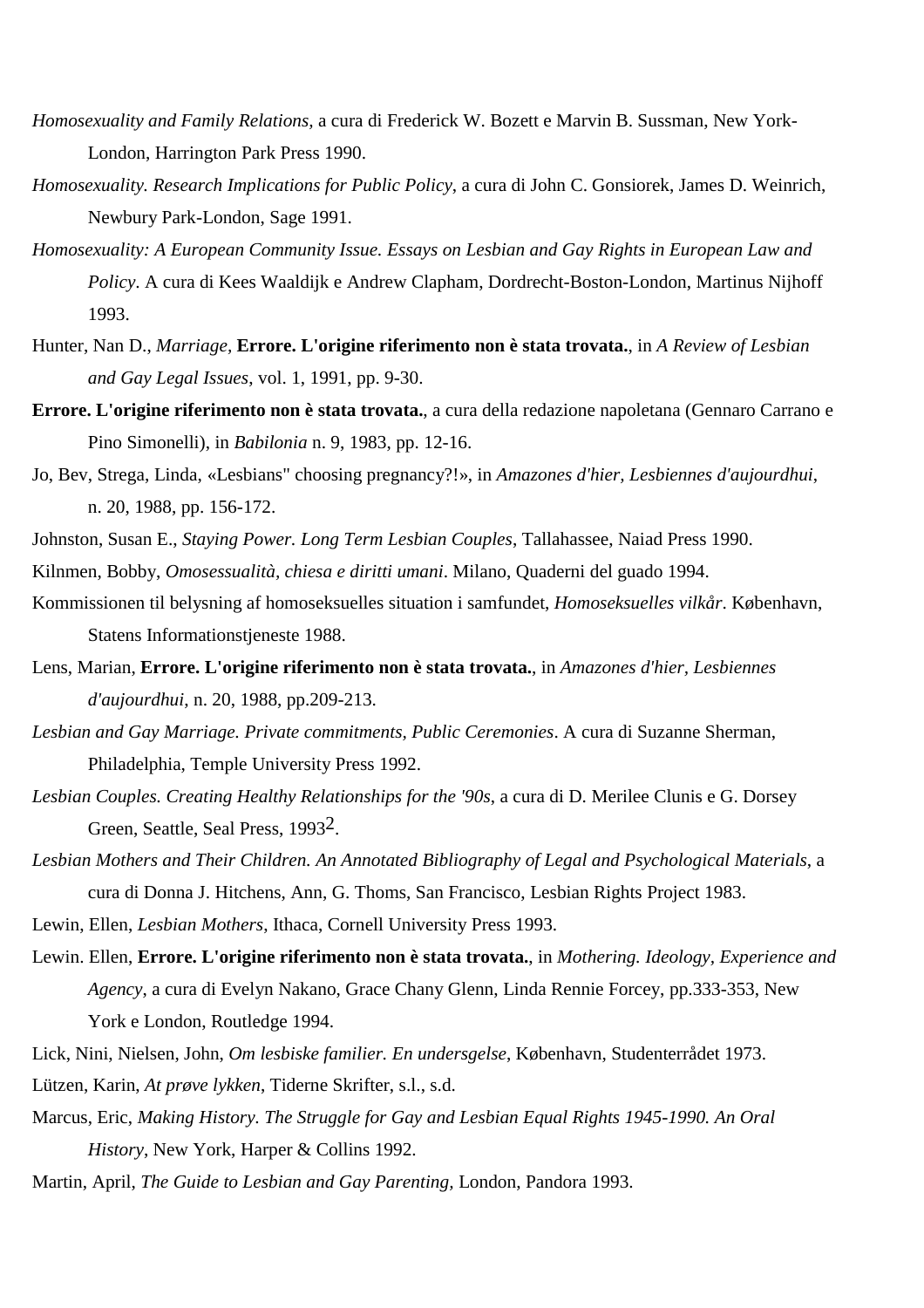*Homosexuality and Family Relations,* a cura di Frederick W. Bozett e Marvin B. Sussman, New York-London, Harrington Park Press 1990.

*Homosexuality. Research Implications for Public Policy*, a cura di John C. Gonsiorek, James D. Weinrich, Newbury Park-London, Sage 1991.

*Homosexuality: A European Community Issue. Essays on Lesbian and Gay Rights in European Law and Policy*. A cura di Kees Waaldijk e Andrew Clapham, Dordrecht-Boston-London, Martinus Nijhoff 1993.

Hunter, Nan D., *Marriage,* **Errore. L'origine riferimento non è stata trovata.**, in *A Review of Lesbian and Gay Legal Issues*, vol. 1, 1991, pp. 9-30.

**Errore. L'origine riferimento non è stata trovata.**, a cura della redazione napoletana (Gennaro Carrano e Pino Simonelli), in *Babilonia* n. 9, 1983, pp. 12-16.

Jo, Bev, Strega, Linda, «Lesbians" choosing pregnancy?!», in *Amazones d'hier, Lesbiennes d'aujourdhui*, n. 20, 1988, pp. 156-172.

Johnston, Susan E., *Staying Power. Long Term Lesbian Couples*, Tallahassee, Naiad Press 1990.

Kilnmen, Bobby, *Omosessualità, chiesa e diritti umani*. Milano, Quaderni del guado 1994.

Kommissionen til belysning af homoseksuelles situation i samfundet, *Homoseksuelles vilkår*. København, Statens Informationstjeneste 1988.

Lens, Marian, **Errore. L'origine riferimento non è stata trovata.**, in *Amazones d'hier, Lesbiennes d'aujourdhui*, n. 20, 1988, pp.209-213.

*Lesbian and Gay Marriage. Private commitments, Public Ceremonies*. A cura di Suzanne Sherman, Philadelphia, Temple University Press 1992.

*Lesbian Couples. Creating Healthy Relationships for the '90s*, a cura di D. Merilee Clunis e G. Dorsey Green, Seattle, Seal Press, 1993[2].

*Lesbian Mothers and Their Children. An Annotated Bibliography of Legal and Psychological Materials*, a cura di Donna J. Hitchens, Ann, G. Thoms, San Francisco, Lesbian Rights Project 1983.

Lewin, Ellen, *Lesbian Mothers*, Ithaca, Cornell University Press 1993.

Lewin. Ellen, **Errore. L'origine riferimento non è stata trovata.**, in *Mothering. Ideology, Experience and Agency*, a cura di Evelyn Nakano, Grace Chany Glenn, Linda Rennie Forcey, pp.333-353, New York e London, Routledge 1994.

Lick, Nini, Nielsen, John, *Om lesbiske familier. En undersgelse*, København, Studenterrådet 1973.

Lützen, Karin, *At prøve lykken*, Tiderne Skrifter, s.l., s.d.

Marcus, Eric, *Making History. The Struggle for Gay and Lesbian Equal Rights 1945-1990. An Oral History*, New York, Harper & Collins 1992.

Martin, April, *The Guide to Lesbian and Gay Parenting,* London, Pandora 1993.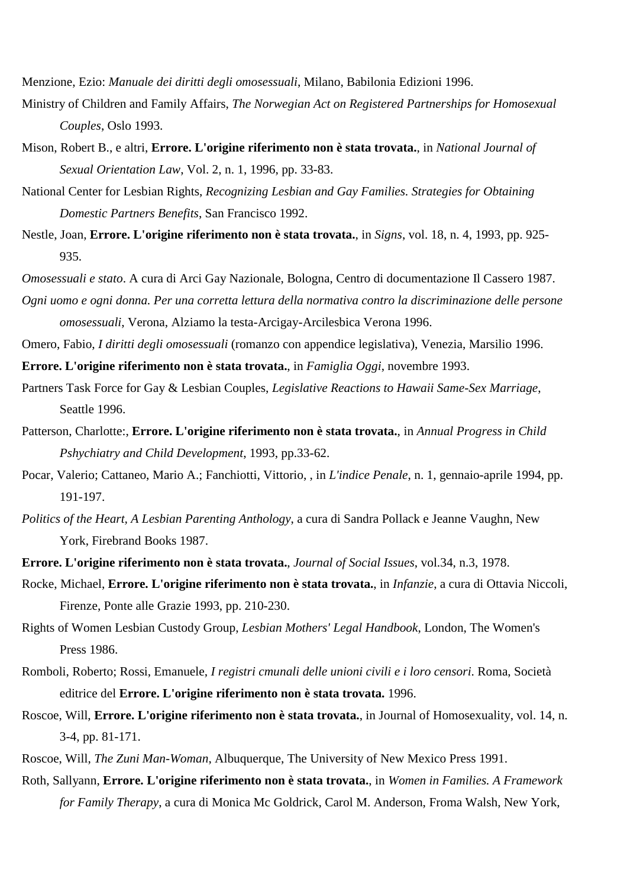Menzione, Ezio: *Manuale dei diritti degli omosessuali*, Milano, Babilonia Edizioni 1996.

Ministry of Children and Family Affairs, *The Norwegian Act on Registered Partnerships for Homosexual Couples*, Oslo 1993.

Mison, Robert B., e altri, **Errore. L'origine riferimento non è stata trovata.**, in *National Journal of Sexual Orientation Law*, Vol. 2, n. 1, 1996, pp. 33-83.

National Center for Lesbian Rights, *Recognizing Lesbian and Gay Families. Strategies for Obtaining Domestic Partners Benefits*, San Francisco 1992.

Nestle, Joan, **Errore. L'origine riferimento non è stata trovata.**, in *Signs*, vol. 18, n. 4, 1993, pp. 925-935.

*Omosessuali e stato*. A cura di Arci Gay Nazionale, Bologna, Centro di documentazione Il Cassero 1987.

*Ogni uomo e ogni donna. Per una corretta lettura della normativa contro la discriminazione delle persone omosessuali*, Verona, Alziamo la testa-Arcigay-Arcilesbica Verona 1996.

Omero, Fabio, *I diritti degli omosessuali* (romanzo con appendice legislativa), Venezia, Marsilio 1996.

**Errore. L'origine riferimento non è stata trovata.**, in *Famiglia Oggi*, novembre 1993.

Partners Task Force for Gay & Lesbian Couples, *Legislative Reactions to Hawaii Same-Sex Marriage*, Seattle 1996.

Patterson, Charlotte:, **Errore. L'origine riferimento non è stata trovata.**, in *Annual Progress in Child Pshychiatry and Child Development*, 1993, pp.33-62.

Pocar, Valerio; Cattaneo, Mario A.; Fanchiotti, Vittorio, , in *L'indice Penale*, n. 1, gennaio-aprile 1994, pp. 191-197.

*Politics of the Heart, A Lesbian Parenting Anthology*, a cura di Sandra Pollack e Jeanne Vaughn, New York, Firebrand Books 1987.

**Errore. L'origine riferimento non è stata trovata.**, *Journal of Social Issues*, vol.34, n.3, 1978.

Rocke, Michael, **Errore. L'origine riferimento non è stata trovata.**, in *Infanzie*, a cura di Ottavia Niccoli, Firenze, Ponte alle Grazie 1993, pp. 210-230.

Rights of Women Lesbian Custody Group, *Lesbian Mothers' Legal Handbook*, London, The Women's Press 1986.

Romboli, Roberto; Rossi, Emanuele, *I registri cmunali delle unioni civili e i loro censori*. Roma, Società editrice del **Errore. L'origine riferimento non è stata trovata.** 1996.

Roscoe, Will, **Errore. L'origine riferimento non è stata trovata.**, in Journal of Homosexuality, vol. 14, n. 3-4, pp. 81-171.

Roscoe, Will, *The Zuni Man-Woman*, Albuquerque, The University of New Mexico Press 1991.

Roth, Sallyann, **Errore. L'origine riferimento non è stata trovata.**, in *Women in Families. A Framework for Family Therapy*, a cura di Monica Mc Goldrick, Carol M. Anderson, Froma Walsh, New York,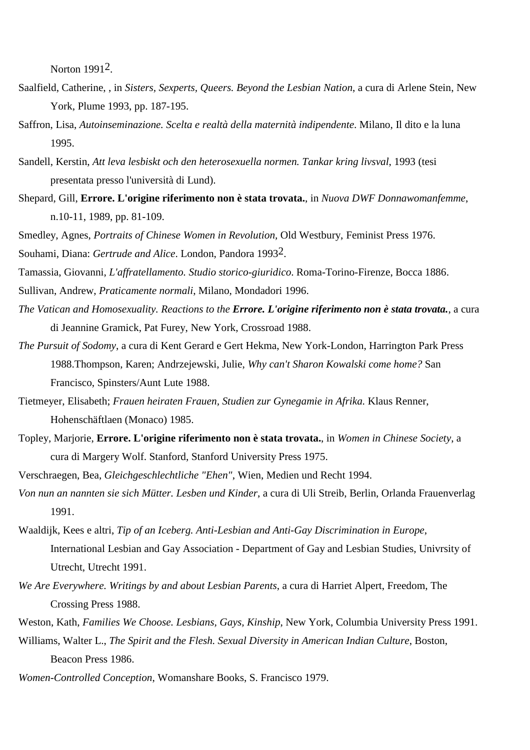Norton 1991[2].

Saalfield, Catherine, , in *Sisters, Sexperts, Queers. Beyond the Lesbian Nation*, a cura di Arlene Stein, New York, Plume 1993, pp. 187-195.

Saffron, Lisa, *Autoinseminazione. Scelta e realtà della maternità indipendente*. Milano, Il dito e la luna 1995.

Sandell, Kerstin, *Att leva lesbiskt och den heterosexuella normen. Tankar kring livsval*, 1993 (tesi presentata presso l'università di Lund).

Shepard, Gill, **Errore. L'origine riferimento non è stata trovata.**, in *Nuova DWF Donnawomanfemme*, n.10-11, 1989, pp. 81-109.

Smedley, Agnes, *Portraits of Chinese Women in Revolution*, Old Westbury, Feminist Press 1976.

Souhami, Diana: *Gertrude and Alice*. London, Pandora 1993[2].

Tamassia, Giovanni, *L'affratellamento. Studio storico-giuridico*. Roma-Torino-Firenze, Bocca 1886.

Sullivan, Andrew, *Praticamente normali*, Milano, Mondadori 1996.

*The Vatican and Homosexuality. Reactions to the* ***Errore. L'origine riferimento non è stata trovata.***, a cura di Jeannine Gramick, Pat Furey, New York, Crossroad 1988.

*The Pursuit of Sodomy*, a cura di Kent Gerard e Gert Hekma, New York-London, Harrington Park Press 1988.Thompson, Karen; Andrzejewski, Julie, *Why can't Sharon Kowalski come home?* San Francisco, Spinsters/Aunt Lute 1988.

Tietmeyer, Elisabeth; *Frauen heiraten Frauen, Studien zur Gynegamie in Afrika.* Klaus Renner, Hohenschäftlaen (Monaco) 1985.

Topley, Marjorie, **Errore. L'origine riferimento non è stata trovata.**, in *Women in Chinese Society*, a cura di Margery Wolf. Stanford, Stanford University Press 1975.

Verschraegen, Bea, *Gleichgeschlechtliche "Ehen"*, Wien, Medien und Recht 1994.

*Von nun an nannten sie sich Mütter. Lesben und Kinder*, a cura di Uli Streib, Berlin, Orlanda Frauenverlag 1991.

Waaldijk, Kees e altri, *Tip of an Iceberg. Anti-Lesbian and Anti-Gay Discrimination in Europe*, International Lesbian and Gay Association - Department of Gay and Lesbian Studies, Univrsity of Utrecht, Utrecht 1991.

*We Are Everywhere. Writings by and about Lesbian Parents*, a cura di Harriet Alpert, Freedom, The Crossing Press 1988.

Weston, Kath, *Families We Choose. Lesbians, Gays, Kinship*, New York, Columbia University Press 1991.

Williams, Walter L., *The Spirit and the Flesh. Sexual Diversity in American Indian Culture*, Boston, Beacon Press 1986.

*Women-Controlled Conception*, Womanshare Books, S. Francisco 1979.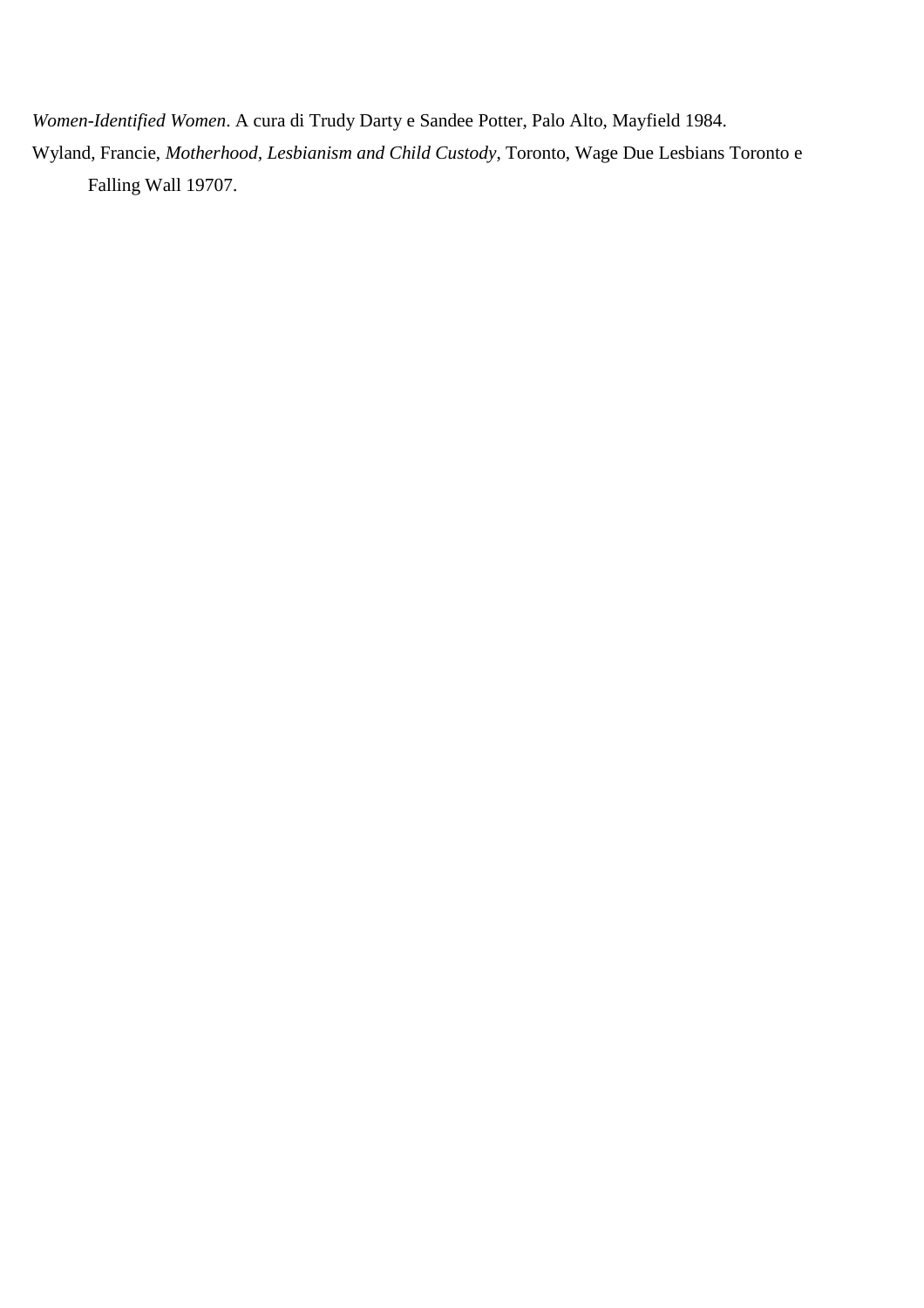*Women-Identified Women*. A cura di Trudy Darty e Sandee Potter, Palo Alto, Mayfield 1984.

Wyland, Francie, *Motherhood, Lesbianism and Child Custody*, Toronto, Wage Due Lesbians Toronto e Falling Wall 19707.